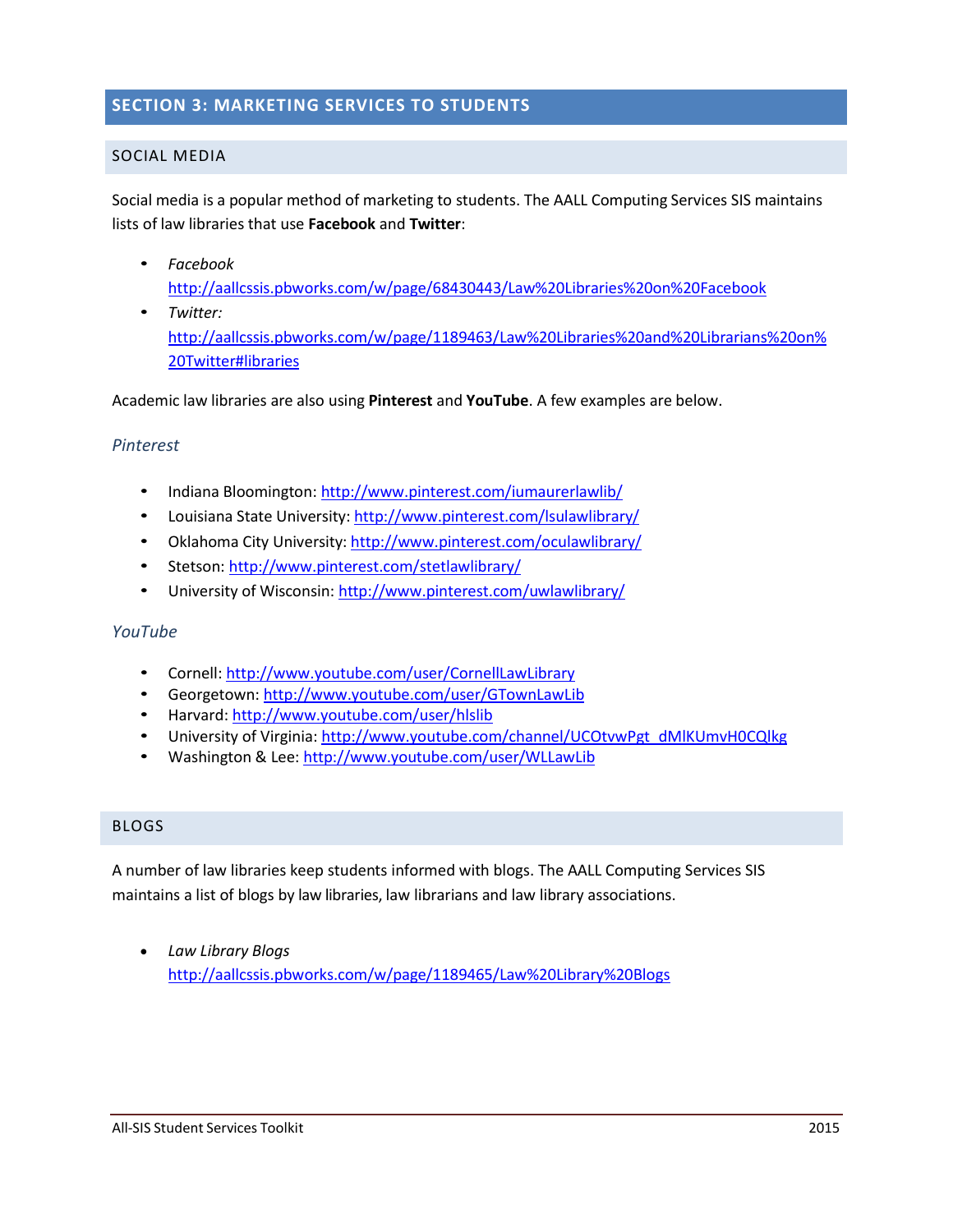## SECTION 3: MARKETING SERVICES TO STUDENTS

### SOCIAL MEDIA

Social media is a popular method of marketing to students. The AALL Computing Services SIS maintains lists of law libraries that use **Facebook** and **Twitter**:

- *Facebook*
  http://aallcssis.pbworks.com/w/page/68430443/Law%20Libraries%20on%20Facebook
- *Twitter:*
  http://aallcssis.pbworks.com/w/page/1189463/Law%20Libraries%20and%20Librarians%20on%20Twitter#libraries

Academic law libraries are also using **Pinterest** and **YouTube**. A few examples are below.

#### *Pinterest*

- Indiana Bloomington: http://www.pinterest.com/iumaurerlawlib/
- Louisiana State University: http://www.pinterest.com/lsulawlibrary/
- Oklahoma City University: http://www.pinterest.com/oculawlibrary/
- Stetson: http://www.pinterest.com/stetlawlibrary/
- University of Wisconsin: http://www.pinterest.com/uwlawlibrary/

#### *YouTube*

- Cornell: http://www.youtube.com/user/CornellLawLibrary
- Georgetown: http://www.youtube.com/user/GTownLawLib
- Harvard: http://www.youtube.com/user/hlslib
- University of Virginia: http://www.youtube.com/channel/UCOtvwPgt_dMlKUmvH0CQlkg
- Washington & Lee: http://www.youtube.com/user/WLLawLib

### BLOGS

A number of law libraries keep students informed with blogs. The AALL Computing Services SIS maintains a list of blogs by law libraries, law librarians and law library associations.

- *Law Library Blogs*
  http://aallcssis.pbworks.com/w/page/1189465/Law%20Library%20Blogs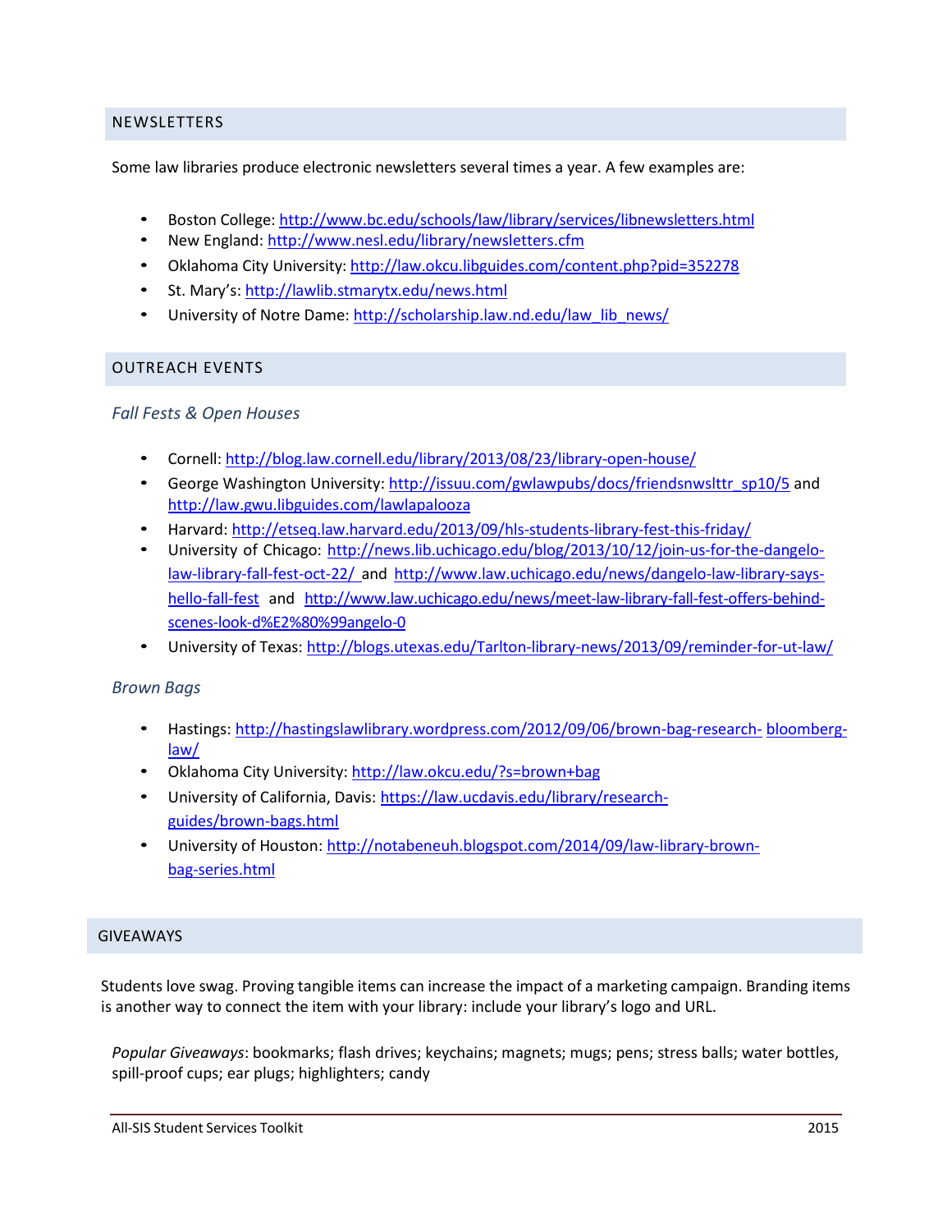## NEWSLETTERS

Some law libraries produce electronic newsletters several times a year. A few examples are:

- Boston College: http://www.bc.edu/schools/law/library/services/libnewsletters.html
- New England: http://www.nesl.edu/library/newsletters.cfm
- Oklahoma City University: http://law.okcu.libguides.com/content.php?pid=352278
- St. Mary's: http://lawlib.stmarytx.edu/news.html
- University of Notre Dame: http://scholarship.law.nd.edu/law_lib_news/

## OUTREACH EVENTS

### *Fall Fests & Open Houses*

- Cornell: http://blog.law.cornell.edu/library/2013/08/23/library-open-house/
- George Washington University: http://issuu.com/gwlawpubs/docs/friendsnwslttr_sp10/5 and http://law.gwu.libguides.com/lawlapalooza
- Harvard: http://etseq.law.harvard.edu/2013/09/hls-students-library-fest-this-friday/
- University of Chicago: http://news.lib.uchicago.edu/blog/2013/10/12/join-us-for-the-dangelo-law-library-fall-fest-oct-22/ and http://www.law.uchicago.edu/news/dangelo-law-library-says-hello-fall-fest and http://www.law.uchicago.edu/news/meet-law-library-fall-fest-offers-behind-scenes-look-d%E2%80%99angelo-0
- University of Texas: http://blogs.utexas.edu/Tarlton-library-news/2013/09/reminder-for-ut-law/

### *Brown Bags*

- Hastings: http://hastingslawlibrary.wordpress.com/2012/09/06/brown-bag-research- bloomberg-law/
- Oklahoma City University: http://law.okcu.edu/?s=brown+bag
- University of California, Davis: https://law.ucdavis.edu/library/research-guides/brown-bags.html
- University of Houston: http://notabeneuh.blogspot.com/2014/09/law-library-brown-bag-series.html

## GIVEAWAYS

Students love swag. Proving tangible items can increase the impact of a marketing campaign. Branding items is another way to connect the item with your library: include your library's logo and URL.

*Popular Giveaways*: bookmarks; flash drives; keychains; magnets; mugs; pens; stress balls; water bottles, spill-proof cups; ear plugs; highlighters; candy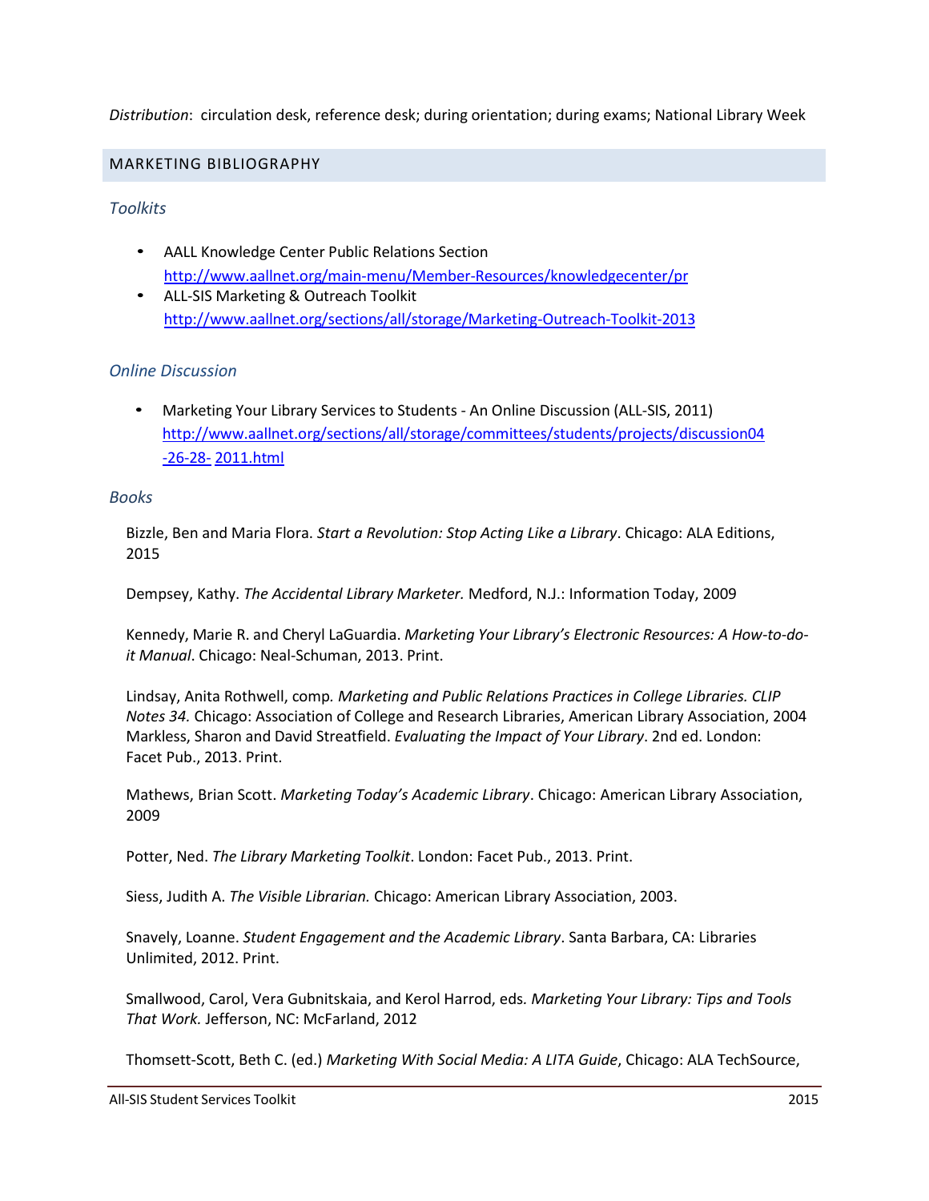*Distribution*: circulation desk, reference desk; during orientation; during exams; National Library Week

## MARKETING BIBLIOGRAPHY

### *Toolkits*

- AALL Knowledge Center Public Relations Section
  http://www.aallnet.org/main-menu/Member-Resources/knowledgecenter/pr
- ALL-SIS Marketing & Outreach Toolkit
  http://www.aallnet.org/sections/all/storage/Marketing-Outreach-Toolkit-2013

### *Online Discussion*

- Marketing Your Library Services to Students - An Online Discussion (ALL-SIS, 2011)
  http://www.aallnet.org/sections/all/storage/committees/students/projects/discussion04-26-28-2011.html

### *Books*

Bizzle, Ben and Maria Flora. *Start a Revolution: Stop Acting Like a Library*. Chicago: ALA Editions, 2015

Dempsey, Kathy. *The Accidental Library Marketer.* Medford, N.J.: Information Today, 2009

Kennedy, Marie R. and Cheryl LaGuardia. *Marketing Your Library's Electronic Resources: A How-to-do-it Manual*. Chicago: Neal-Schuman, 2013. Print.

Lindsay, Anita Rothwell, comp*. Marketing and Public Relations Practices in College Libraries. CLIP Notes 34.* Chicago: Association of College and Research Libraries, American Library Association, 2004
Markless, Sharon and David Streatfield. *Evaluating the Impact of Your Library*. 2nd ed. London: Facet Pub., 2013. Print.

Mathews, Brian Scott. *Marketing Today's Academic Library*. Chicago: American Library Association, 2009

Potter, Ned. *The Library Marketing Toolkit*. London: Facet Pub., 2013. Print.

Siess, Judith A. *The Visible Librarian.* Chicago: American Library Association, 2003.

Snavely, Loanne. *Student Engagement and the Academic Library*. Santa Barbara, CA: Libraries Unlimited, 2012. Print.

Smallwood, Carol, Vera Gubnitskaia, and Kerol Harrod, eds. *Marketing Your Library: Tips and Tools That Work.* Jefferson, NC: McFarland, 2012

Thomsett-Scott, Beth C. (ed.) *Marketing With Social Media: A LITA Guide*, Chicago: ALA TechSource,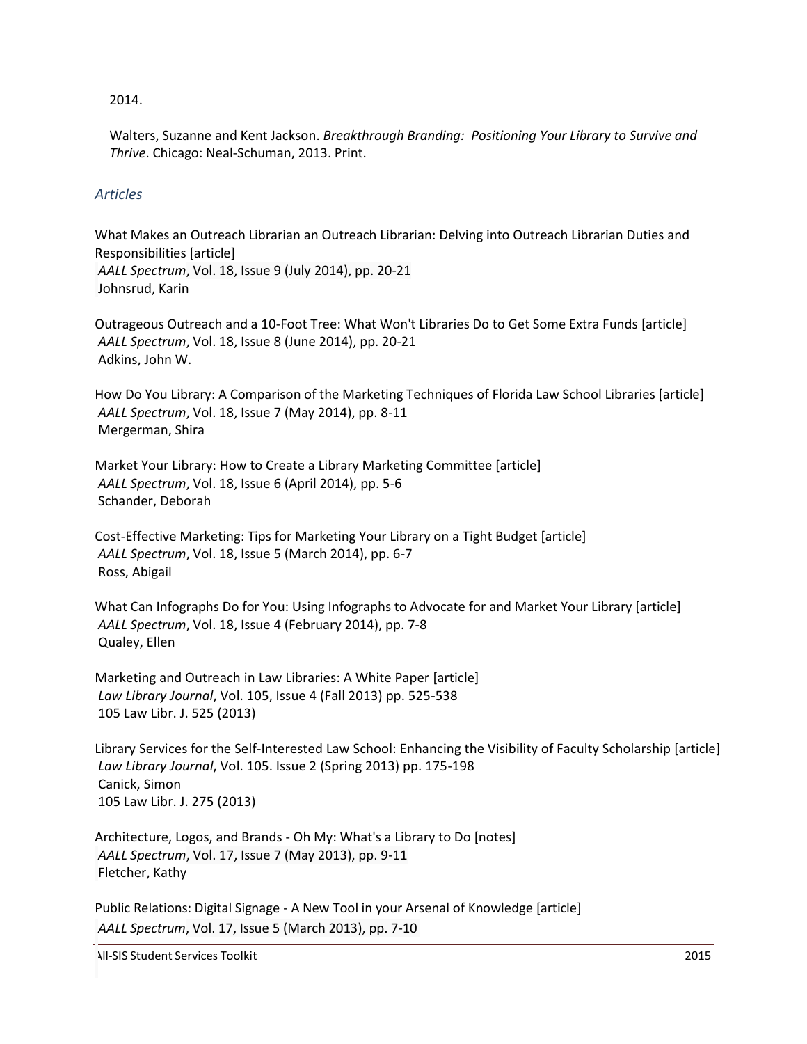2014.

Walters, Suzanne and Kent Jackson. *Breakthrough Branding: Positioning Your Library to Survive and Thrive*. Chicago: Neal-Schuman, 2013. Print.

### *Articles*

What Makes an Outreach Librarian an Outreach Librarian: Delving into Outreach Librarian Duties and Responsibilities [article]
*AALL Spectrum*, Vol. 18, Issue 9 (July 2014), pp. 20-21
Johnsrud, Karin

Outrageous Outreach and a 10-Foot Tree: What Won't Libraries Do to Get Some Extra Funds [article]
*AALL Spectrum*, Vol. 18, Issue 8 (June 2014), pp. 20-21
Adkins, John W.

How Do You Library: A Comparison of the Marketing Techniques of Florida Law School Libraries [article]
*AALL Spectrum*, Vol. 18, Issue 7 (May 2014), pp. 8-11
Mergerman, Shira

Market Your Library: How to Create a Library Marketing Committee [article]
*AALL Spectrum*, Vol. 18, Issue 6 (April 2014), pp. 5-6
Schander, Deborah

Cost-Effective Marketing: Tips for Marketing Your Library on a Tight Budget [article]
*AALL Spectrum*, Vol. 18, Issue 5 (March 2014), pp. 6-7
Ross, Abigail

What Can Infographs Do for You: Using Infographs to Advocate for and Market Your Library [article]
*AALL Spectrum*, Vol. 18, Issue 4 (February 2014), pp. 7-8
Qualey, Ellen

Marketing and Outreach in Law Libraries: A White Paper [article]
*Law Library Journal*, Vol. 105, Issue 4 (Fall 2013) pp. 525-538
105 Law Libr. J. 525 (2013)

Library Services for the Self-Interested Law School: Enhancing the Visibility of Faculty Scholarship [article]
*Law Library Journal*, Vol. 105. Issue 2 (Spring 2013) pp. 175-198
Canick, Simon
105 Law Libr. J. 275 (2013)

Architecture, Logos, and Brands - Oh My: What's a Library to Do [notes]
*AALL Spectrum*, Vol. 17, Issue 7 (May 2013), pp. 9-11
Fletcher, Kathy

Public Relations: Digital Signage - A New Tool in your Arsenal of Knowledge [article]
*AALL Spectrum*, Vol. 17, Issue 5 (March 2013), pp. 7-10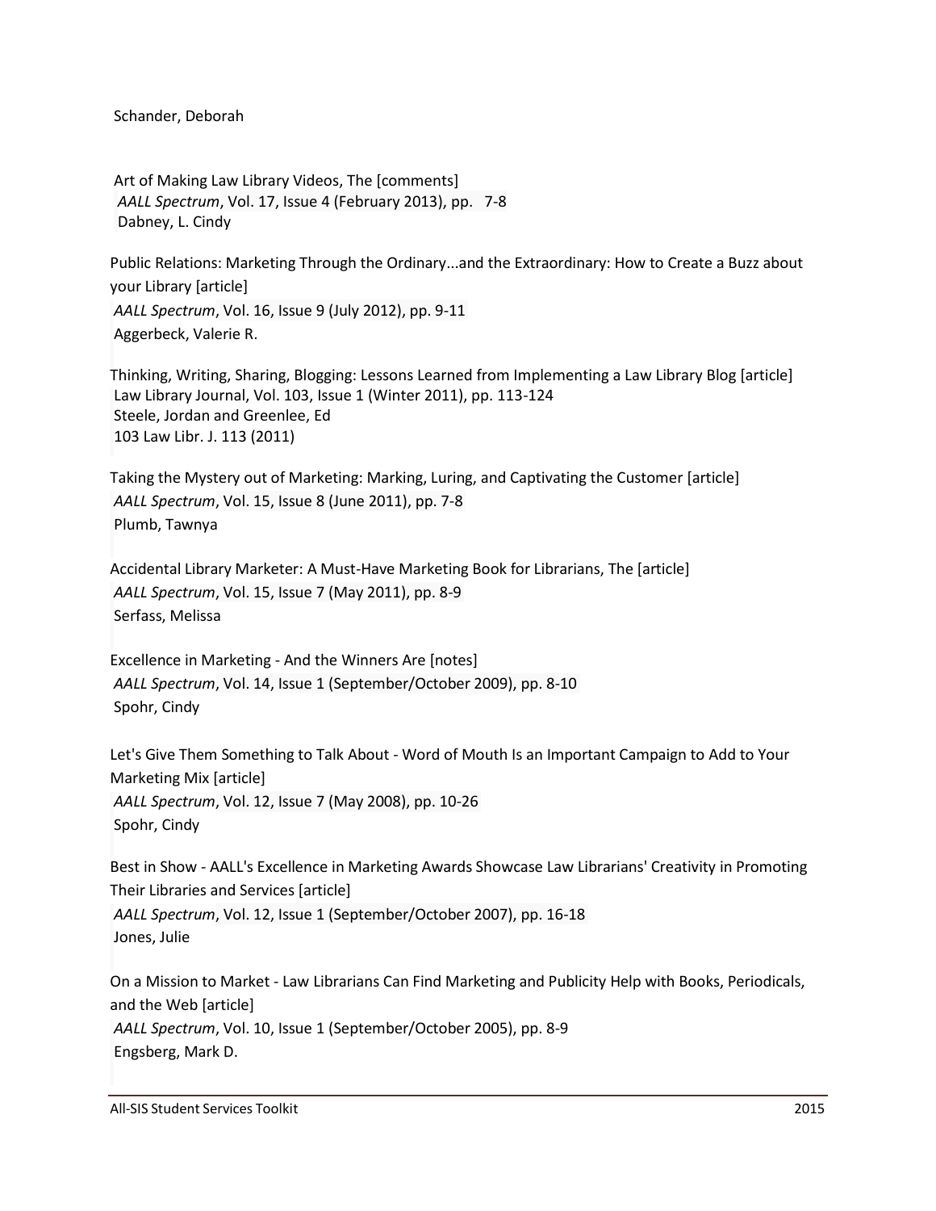Schander, Deborah

Art of Making Law Library Videos, The [comments]
*AALL Spectrum*, Vol. 17, Issue 4 (February 2013), pp. 7-8
Dabney, L. Cindy

Public Relations: Marketing Through the Ordinary...and the Extraordinary: How to Create a Buzz about your Library [article]
*AALL Spectrum*, Vol. 16, Issue 9 (July 2012), pp. 9-11
Aggerbeck, Valerie R.

Thinking, Writing, Sharing, Blogging: Lessons Learned from Implementing a Law Library Blog [article]
Law Library Journal, Vol. 103, Issue 1 (Winter 2011), pp. 113-124
Steele, Jordan and Greenlee, Ed
103 Law Libr. J. 113 (2011)

Taking the Mystery out of Marketing: Marking, Luring, and Captivating the Customer [article]
*AALL Spectrum*, Vol. 15, Issue 8 (June 2011), pp. 7-8
Plumb, Tawnya

Accidental Library Marketer: A Must-Have Marketing Book for Librarians, The [article]
*AALL Spectrum*, Vol. 15, Issue 7 (May 2011), pp. 8-9
Serfass, Melissa

Excellence in Marketing - And the Winners Are [notes]
*AALL Spectrum*, Vol. 14, Issue 1 (September/October 2009), pp. 8-10
Spohr, Cindy

Let's Give Them Something to Talk About - Word of Mouth Is an Important Campaign to Add to Your Marketing Mix [article]
*AALL Spectrum*, Vol. 12, Issue 7 (May 2008), pp. 10-26
Spohr, Cindy

Best in Show - AALL's Excellence in Marketing Awards Showcase Law Librarians' Creativity in Promoting Their Libraries and Services [article]
*AALL Spectrum*, Vol. 12, Issue 1 (September/October 2007), pp. 16-18
Jones, Julie

On a Mission to Market - Law Librarians Can Find Marketing and Publicity Help with Books, Periodicals, and the Web [article]
*AALL Spectrum*, Vol. 10, Issue 1 (September/October 2005), pp. 8-9
Engsberg, Mark D.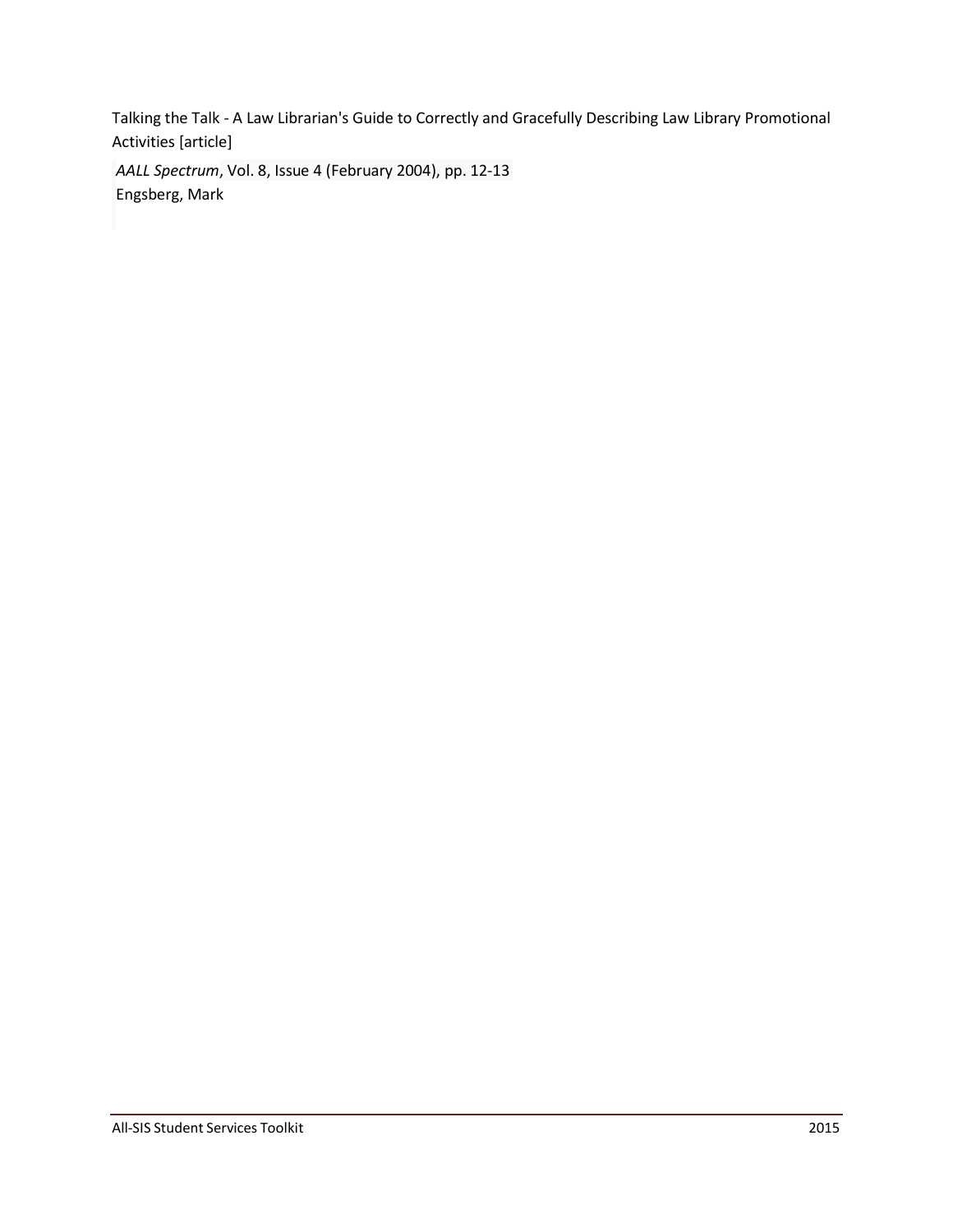Talking the Talk - A Law Librarian's Guide to Correctly and Gracefully Describing Law Library Promotional Activities [article]

*AALL Spectrum*, Vol. 8, Issue 4 (February 2004), pp. 12-13
Engsberg, Mark